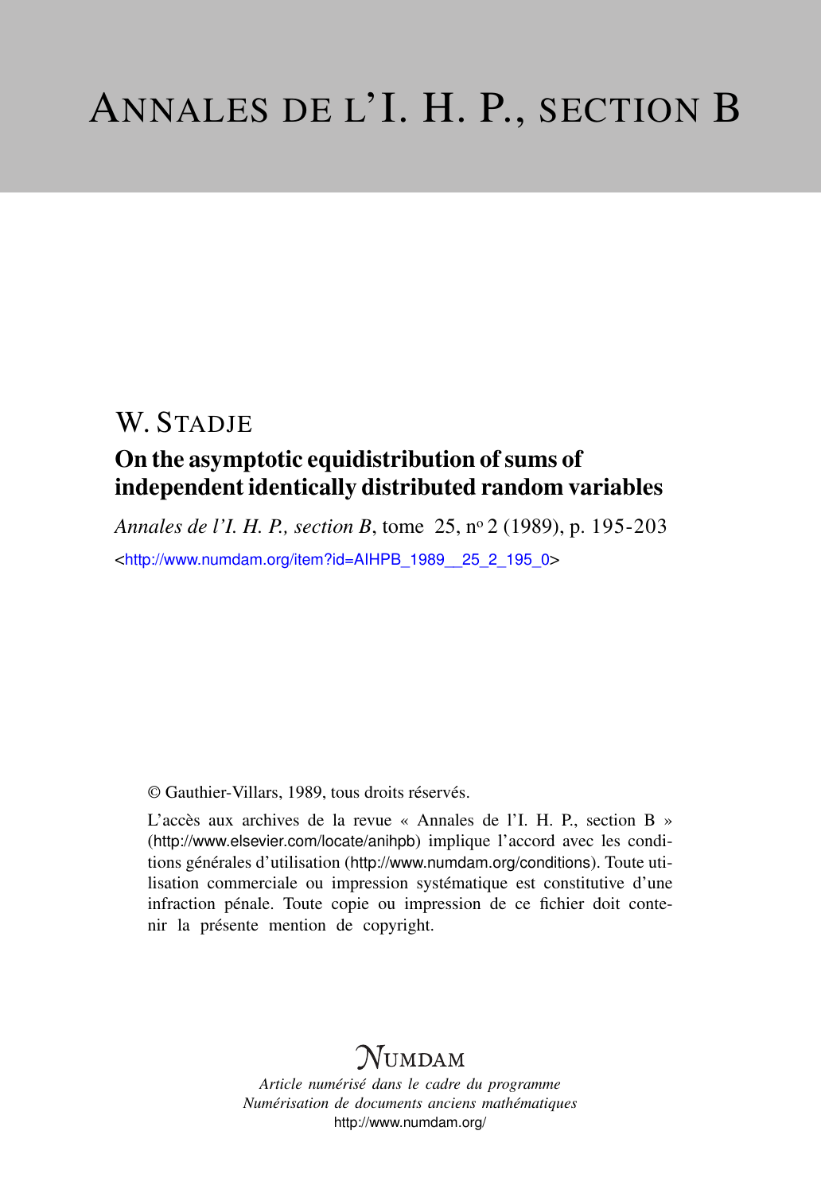# ANNALES DE L'I. H. P., SECTION B

## W. STADJE

### On the asymptotic equidistribution of sums of independent identically distributed random variables

*Annales de l'I. H. P., section B*, tome 25, n° 2 (1989), p. 195-203

<http://www.numdam.org/item?id=AIHPB_1989__25_2_195_0>

© Gauthier-Villars, 1989, tous droits réservés.

L'accès aux archives de la revue « Annales de l'I. H. P., section B » (http://www.elsevier.com/locate/anihpb) implique l'accord avec les conditions générales d'utilisation (http://www.numdam.org/conditions). Toute utilisation commerciale ou impression systématique est constitutive d'une infraction pénale. Toute copie ou impression de ce fichier doit contenir la présente mention de copyright.

NUMDAM

*Article numérisé dans le cadre du programme*
*Numérisation de documents anciens mathématiques*
http://www.numdam.org/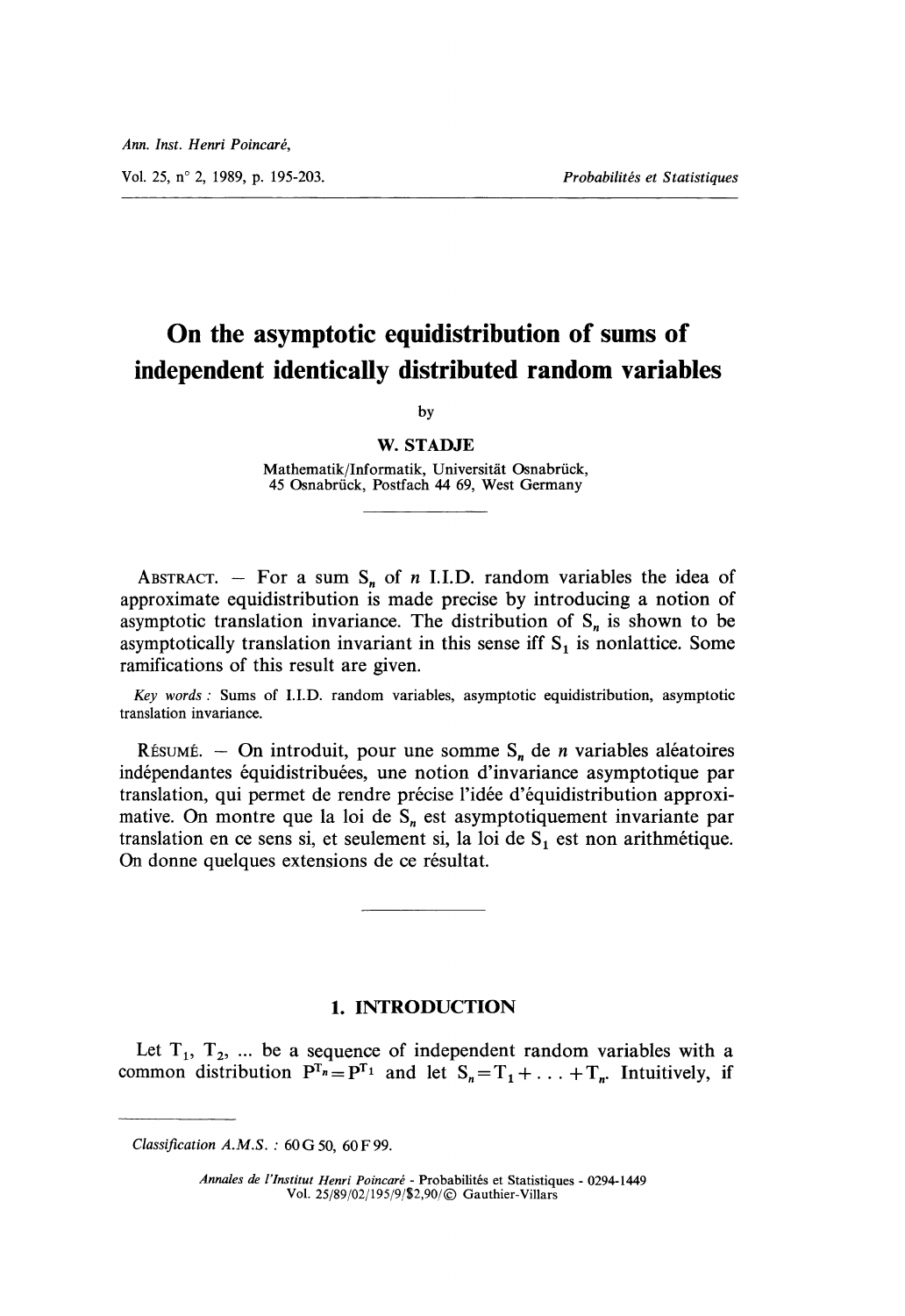# On the asymptotic equidistribution of sums of independent identically distributed random variables

by

**W. STADJE**

Mathematik/Informatik, Universität Osnabrück,
45 Osnabrück, Postfach 44 69, West Germany

---

ABSTRACT. — For a sum $S_n$ of $n$ I.I.D. random variables the idea of approximate equidistribution is made precise by introducing a notion of asymptotic translation invariance. The distribution of $S_n$ is shown to be asymptotically translation invariant in this sense iff $S_1$ is nonlattice. Some ramifications of this result are given.

*Key words :* Sums of I.I.D. random variables, asymptotic equidistribution, asymptotic translation invariance.

RÉSUMÉ. — On introduit, pour une somme $S_n$ de $n$ variables aléatoires indépendantes équidistribuées, une notion d'invariance asymptotique par translation, qui permet de rendre précise l'idée d'équidistribution approximative. On montre que la loi de $S_n$ est asymptotiquement invariante par translation en ce sens si, et seulement si, la loi de $S_1$ est non arithmétique. On donne quelques extensions de ce résultat.

---

## 1. INTRODUCTION

Let $T_1$, $T_2$, ... be a sequence of independent random variables with a common distribution $P^{T_n} = P^{T_1}$ and let $S_n = T_1 + \ldots + T_n$. Intuitively, if

---

*Classification A.M.S. :* 60 G 50, 60 F 99.

*Annales de l'Institut Henri Poincaré* - Probabilités et Statistiques - 0294-1449
Vol. 25/89/02/195/9/\$2,90/© Gauthier-Villars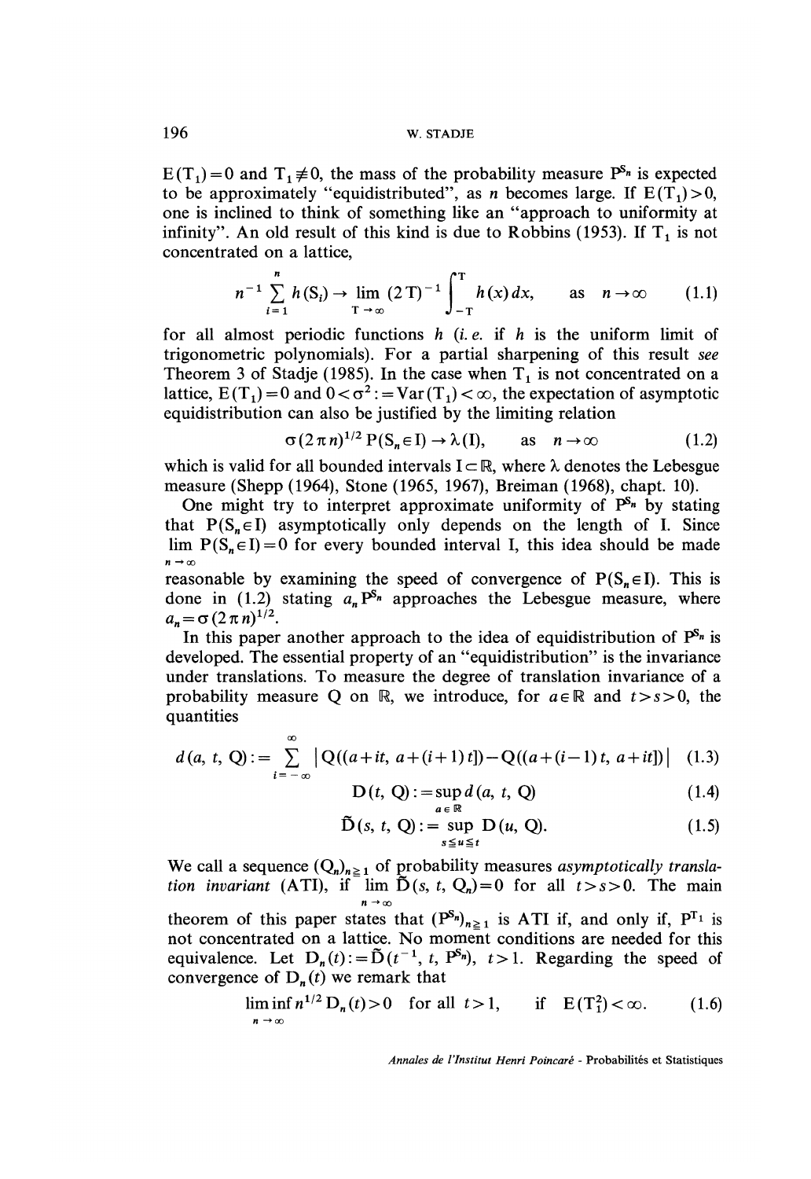$E(T_1)=0$ and $T_1 \not\equiv 0$, the mass of the probability measure $P^{S_n}$ is expected to be approximately "equidistributed", as $n$ becomes large. If $E(T_1)>0$, one is inclined to think of something like an "approach to uniformity at infinity". An old result of this kind is due to **Robbins** (1953). If $T_1$ is not concentrated on a lattice,

$$n^{-1} \sum_{i=1}^{n} h(S_i) \to \lim_{T \to \infty} (2T)^{-1} \int_{-T}^{T} h(x)\,dx, \qquad \text{as} \quad n \to \infty \tag{1.1}$$

for all almost periodic functions $h$ (*i. e.* if $h$ is the uniform limit of trigonometric polynomials). For a partial sharpening of this result *see* Theorem 3 of Stadje (1985). In the case when $T_1$ is not concentrated on a lattice, $E(T_1)=0$ and $0<\sigma^2:=\mathrm{Var}(T_1)<\infty$, the expectation of asymptotic equidistribution can also be justified by the limiting relation

$$\sigma(2\pi n)^{1/2}\, P(S_n \in I) \to \lambda(I), \qquad \text{as} \quad n \to \infty \tag{1.2}$$

which is valid for all bounded intervals $I \subset \mathbb{R}$, where $\lambda$ denotes the Lebesgue measure (Shepp (1964), Stone (1965, 1967), Breiman (1968), chapt. 10).

One might try to interpret approximate uniformity of $P^{S_n}$ by stating that $P(S_n \in I)$ asymptotically only depends on the length of I. Since $\lim_{n \to \infty} P(S_n \in I)=0$ for every bounded interval I, this idea should be made reasonable by examining the speed of convergence of $P(S_n \in I)$. This is done in (1.2) stating $a_n P^{S_n}$ approaches the Lebesgue measure, where $a_n=\sigma(2\pi n)^{1/2}$.

In this paper another approach to the idea of equidistribution of $P^{S_n}$ is developed. The essential property of an "equidistribution" is the invariance under translations. To measure the degree of translation invariance of a probability measure Q on $\mathbb{R}$, we introduce, for $a \in \mathbb{R}$ and $t>s>0$, the quantities

$$d(a, t, Q) := \sum_{i=-\infty}^{\infty} \left| Q((a+it, a+(i+1)t]) - Q((a+(i-1)t, a+it]) \right| \tag{1.3}$$

$$D(t, Q) := \sup_{a \in \mathbb{R}} d(a, t, Q) \tag{1.4}$$

$$\tilde{D}(s, t, Q) := \sup_{s \leq u \leq t} D(u, Q). \tag{1.5}$$

We call a sequence $(Q_n)_{n \geq 1}$ of probability measures *asymptotically translation invariant* (ATI), if $\lim_{n \to \infty} \tilde{D}(s, t, Q_n)=0$ for all $t>s>0$. The main theorem of this paper states that $(P^{S_n})_{n \geq 1}$ is ATI if, and only if, $P^{T_1}$ is not concentrated on a lattice. No moment conditions are needed for this equivalence. Let $D_n(t):=\tilde{D}(t^{-1}, t, P^{S_n})$, $t>1$. Regarding the speed of convergence of $D_n(t)$ we remark that

$$\liminf_{n \to \infty} n^{1/2} D_n(t) > 0 \quad \text{for all } t>1, \qquad \text{if} \quad E(T_1^2)<\infty. \tag{1.6}$$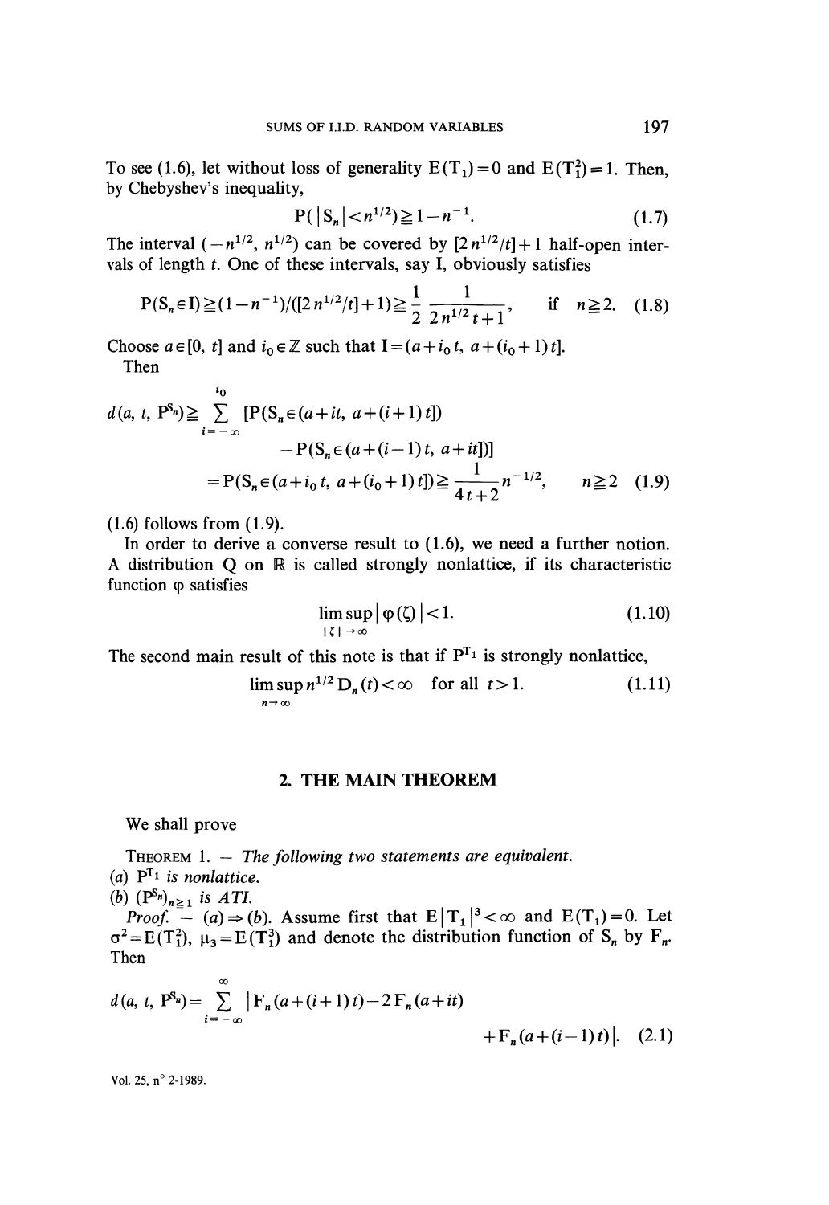To see (1.6), let without loss of generality $E(T_1)=0$ and $E(T_1^2)=1$. Then, by Chebyshev's inequality,

$$P(|S_n|<n^{1/2}) \geqq 1-n^{-1}. \tag{1.7}$$

The interval $(-n^{1/2}, n^{1/2})$ can be covered by $[2n^{1/2}/t]+1$ half-open intervals of length $t$. One of these intervals, say I, obviously satisfies

$$P(S_n \in I) \geqq (1-n^{-1})/([2n^{1/2}/t]+1) \geqq \frac{1}{2}\frac{1}{2n^{1/2}t+1}, \quad \text{if} \quad n \geqq 2. \tag{1.8}$$

Choose $a \in [0, t]$ and $i_0 \in \mathbb{Z}$ such that $I=(a+i_0 t, a+(i_0+1)t]$.

Then

$$\begin{aligned} d(a, t, P^{S_n}) &\geqq \sum_{i=-\infty}^{i_0} [P(S_n \in (a+it, a+(i+1)t]) \\ &\qquad - P(S_n \in (a+(i-1)t, a+it])] \\ &= P(S_n \in (a+i_0 t, a+(i_0+1)t]) \geqq \frac{1}{4t+2} n^{-1/2}, \qquad n \geqq 2 \end{aligned} \tag{1.9}$$

(1.6) follows from (1.9).

In order to derive a converse result to (1.6), we need a further notion. A distribution Q on $\mathbb{R}$ is called strongly nonlattice, if its characteristic function $\varphi$ satisfies

$$\limsup_{|\zeta| \to \infty} |\varphi(\zeta)| < 1. \tag{1.10}$$

The second main result of this note is that if $P^{T_1}$ is strongly nonlattice,

$$\limsup_{n \to \infty} n^{1/2} D_n(t) < \infty \quad \text{for all } t > 1. \tag{1.11}$$

## 2. THE MAIN THEOREM

We shall prove

THEOREM 1. — *The following two statements are equivalent.*

(a) $P^{T_1}$ *is nonlattice.*

(b) $(P^{S_n})_{n \geqq 1}$ *is ATI.*

*Proof.* — (a) $\Rightarrow$ (b). Assume first that $E|T_1|^3 < \infty$ and $E(T_1)=0$. Let $\sigma^2 = E(T_1^2)$, $\mu_3 = E(T_1^3)$ and denote the distribution function of $S_n$ by $F_n$. Then

$$d(a, t, P^{S_n}) = \sum_{i=-\infty}^{\infty} |F_n(a+(i+1)t) - 2F_n(a+it) + F_n(a+(i-1)t)|. \tag{2.1}$$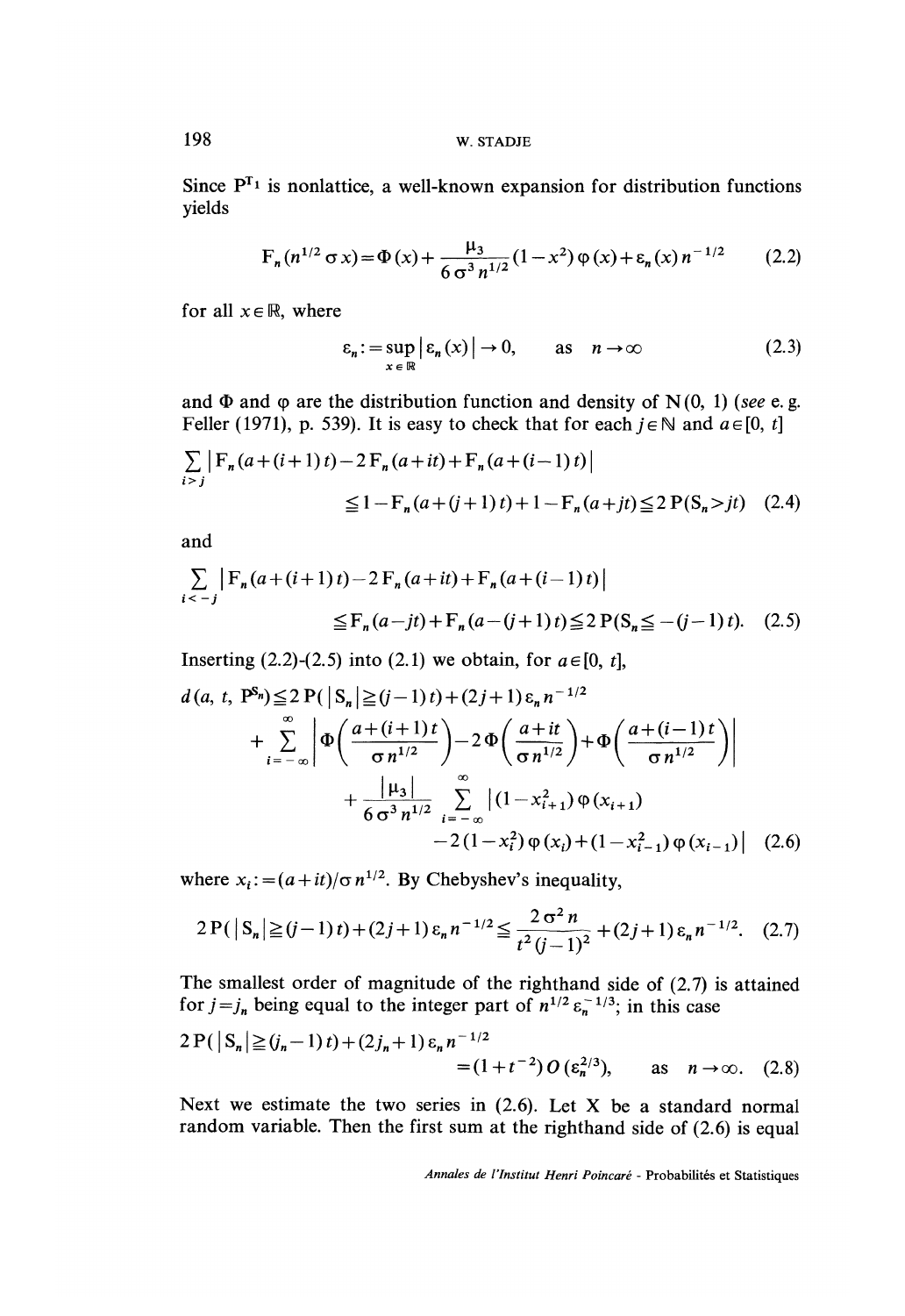Since $P^{T_1}$ is nonlattice, a well-known expansion for distribution functions yields

$$F_n(n^{1/2}\sigma x) = \Phi(x) + \frac{\mu_3}{6\sigma^3 n^{1/2}}(1-x^2)\varphi(x) + \varepsilon_n(x) n^{-1/2} \tag{2.2}$$

for all $x \in \mathbb{R}$, where

$$\varepsilon_n := \sup_{x\in\mathbb{R}} |\varepsilon_n(x)| \to 0, \qquad \text{as} \quad n\to\infty \tag{2.3}$$

and $\Phi$ and $\varphi$ are the distribution function and density of $N(0, 1)$ (*see* e. g. Feller (1971), p. 539). It is easy to check that for each $j \in \mathbb{N}$ and $a \in [0, t]$

$$\sum_{i>j} |F_n(a+(i+1)t) - 2F_n(a+it) + F_n(a+(i-1)t)| \\ \leqq 1 - F_n(a+(j+1)t) + 1 - F_n(a+jt) \leqq 2P(S_n > jt) \tag{2.4}$$

and

$$\sum_{i<-j} |F_n(a+(i+1)t) - 2F_n(a+it) + F_n(a+(i-1)t)| \\ \leqq F_n(a-jt) + F_n(a-(j+1)t) \leqq 2P(S_n \leqq -(j-1)t). \tag{2.5}$$

Inserting (2.2)-(2.5) into (2.1) we obtain, for $a \in [0, t]$,

$$\begin{aligned} d(a, t, P^{S_n}) \leqq\; & 2P(|S_n| \geqq (j-1)t) + (2j+1)\varepsilon_n n^{-1/2} \\ & + \sum_{i=-\infty}^{\infty} \left| \Phi\left(\frac{a+(i+1)t}{\sigma n^{1/2}}\right) - 2\Phi\left(\frac{a+it}{\sigma n^{1/2}}\right) + \Phi\left(\frac{a+(i-1)t}{\sigma n^{1/2}}\right) \right| \\ & + \frac{|\mu_3|}{6\sigma^3 n^{1/2}} \sum_{i=-\infty}^{\infty} |(1-x_{i+1}^2)\varphi(x_{i+1}) \\ & \qquad - 2(1-x_i^2)\varphi(x_i) + (1-x_{i-1}^2)\varphi(x_{i-1})| \end{aligned} \tag{2.6}$$

where $x_i := (a+it)/\sigma n^{1/2}$. By Chebyshev's inequality,

$$2P(|S_n| \geqq (j-1)t) + (2j+1)\varepsilon_n n^{-1/2} \leqq \frac{2\sigma^2 n}{t^2(j-1)^2} + (2j+1)\varepsilon_n n^{-1/2}. \tag{2.7}$$

The smallest order of magnitude of the righthand side of (2.7) is attained for $j = j_n$ being equal to the integer part of $n^{1/2}\varepsilon_n^{-1/3}$; in this case

$$2P(|S_n| \geqq (j_n - 1)t) + (2j_n + 1)\varepsilon_n n^{-1/2} \\ = (1+t^{-2})\,O(\varepsilon_n^{2/3}), \qquad \text{as} \quad n\to\infty. \tag{2.8}$$

Next we estimate the two series in (2.6). Let X be a standard normal random variable. Then the first sum at the righthand side of (2.6) is equal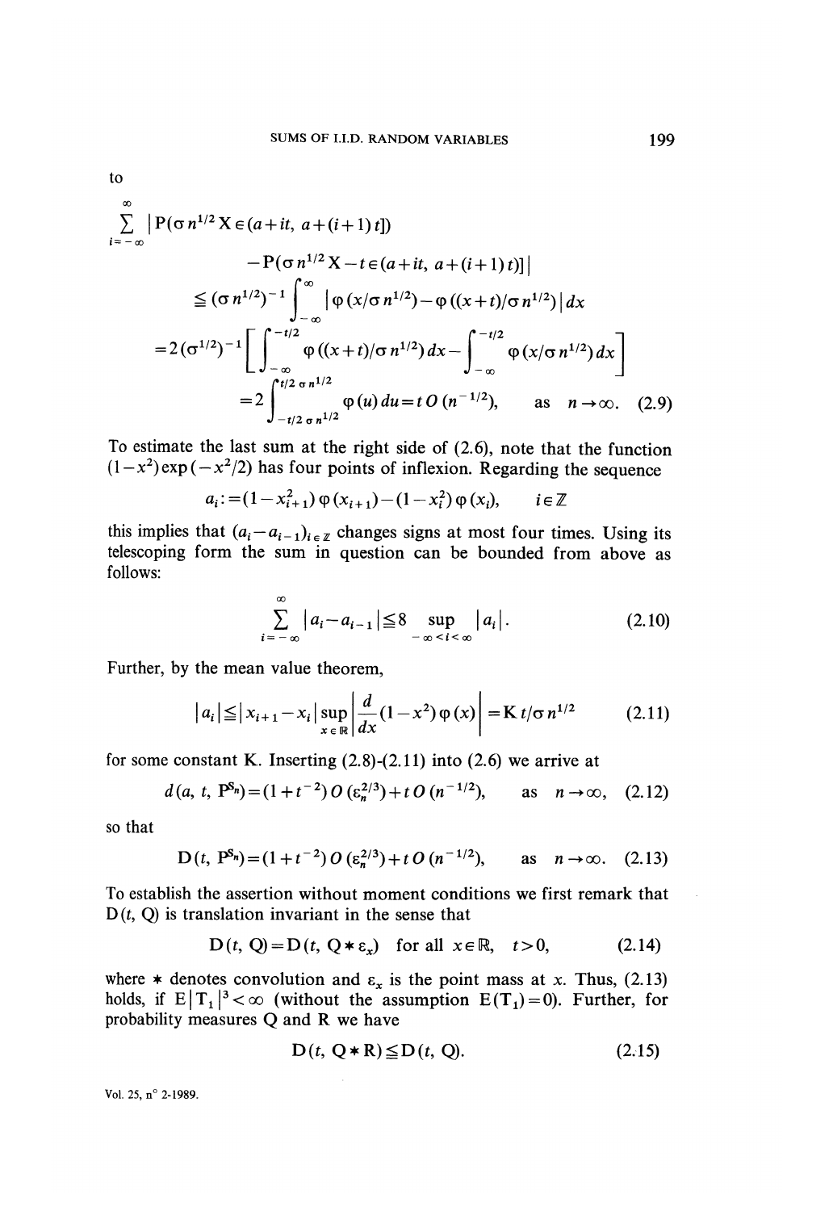to

$$\sum_{i=-\infty}^{\infty} \left| P(\sigma n^{1/2} X \in (a+it,\ a+(i+1)t]) \right.$$

$$\left. - P(\sigma n^{1/2} X - t \in (a+it,\ a+(i+1)t]) \right|$$

$$\leqq (\sigma n^{1/2})^{-1} \int_{-\infty}^{\infty} \left| \varphi(x/\sigma n^{1/2}) - \varphi((x+t)/\sigma n^{1/2}) \right| dx$$

$$= 2(\sigma^{1/2})^{-1} \left[ \int_{-\infty}^{-t/2} \varphi((x+t)/\sigma n^{1/2})\, dx - \int_{-\infty}^{-t/2} \varphi(x/\sigma n^{1/2})\, dx \right]$$

$$= 2 \int_{-t/2\,\sigma n^{1/2}}^{t/2\,\sigma n^{1/2}} \varphi(u)\, du = t\, O(n^{-1/2}), \qquad \text{as} \quad n \to \infty. \tag{2.9}$$

To estimate the last sum at the right side of (2.6), note that the function $(1-x^2)\exp(-x^2/2)$ has four points of inflexion. Regarding the sequence

$$a_i := (1-x_{i+1}^2)\, \varphi(x_{i+1}) - (1-x_i^2)\, \varphi(x_i), \qquad i \in \mathbb{Z}$$

this implies that $(a_i - a_{i-1})_{i \in \mathbb{Z}}$ changes signs at most four times. Using its telescoping form the sum in question can be bounded from above as follows:

$$\sum_{i=-\infty}^{\infty} |a_i - a_{i-1}| \leqq 8 \sup_{-\infty < i < \infty} |a_i|. \tag{2.10}$$

Further, by the mean value theorem,

$$|a_i| \leqq |x_{i+1} - x_i| \sup_{x \in \mathbb{R}} \left| \frac{d}{dx}(1-x^2)\, \varphi(x) \right| = K\, t/\sigma n^{1/2} \tag{2.11}$$

for some constant K. Inserting (2.8)-(2.11) into (2.6) we arrive at

$$d(a, t, P^{S_n}) = (1+t^{-2})\, O(\varepsilon_n^{2/3}) + t\, O(n^{-1/2}), \qquad \text{as} \quad n \to \infty, \tag{2.12}$$

so that

$$D(t, P^{S_n}) = (1+t^{-2})\, O(\varepsilon_n^{2/3}) + t\, O(n^{-1/2}), \qquad \text{as} \quad n \to \infty. \tag{2.13}$$

To establish the assertion without moment conditions we first remark that $D(t, Q)$ is translation invariant in the sense that

$$D(t, Q) = D(t, Q * \varepsilon_x) \quad \text{for all } x \in \mathbb{R}, \quad t > 0, \tag{2.14}$$

where $*$ denotes convolution and $\varepsilon_x$ is the point mass at $x$. Thus, (2.13) holds, if $E|T_1|^3 < \infty$ (without the assumption $E(T_1) = 0$). Further, for probability measures Q and R we have

$$D(t, Q * R) \leqq D(t, Q). \tag{2.15}$$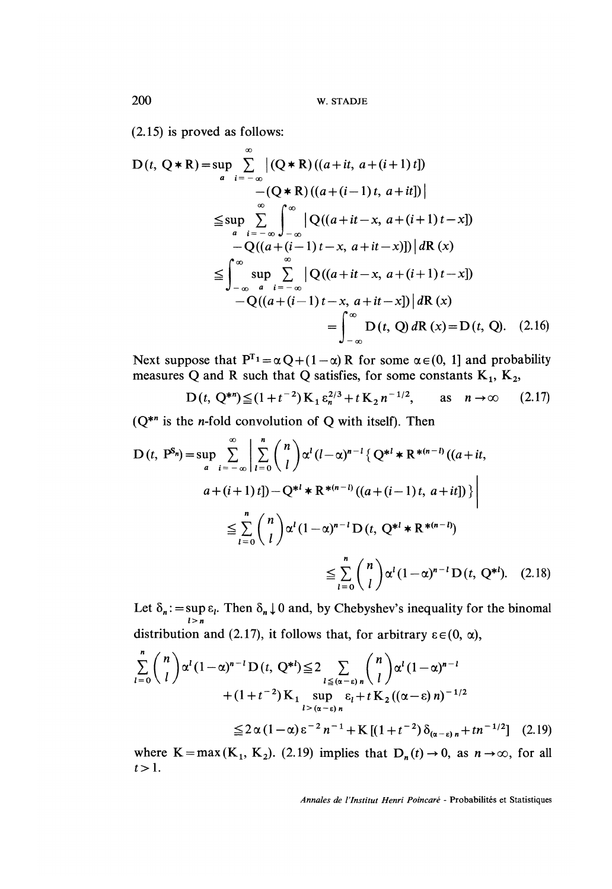(2.15) is proved as follows:

$$\begin{aligned}
D(t, Q*R) &= \sup_a \sum_{i=-\infty}^{\infty} |(Q*R)((a+it, a+(i+1)t]) \\
&\quad -(Q*R)((a+(i-1)t, a+it])| \\
&\leq \sup_a \sum_{i=-\infty}^{\infty} \int_{-\infty}^{\infty} |Q((a+it-x, a+(i+1)t-x]) \\
&\quad -Q((a+(i-1)t-x, a+it-x])|\, dR(x) \\
&\leq \int_{-\infty}^{\infty} \sup_a \sum_{i=-\infty}^{\infty} |Q((a+it-x, a+(i+1)t-x]) \\
&\quad -Q((a+(i-1)t-x, a+it-x])|\, dR(x) \\
&= \int_{-\infty}^{\infty} D(t, Q)\, dR(x) = D(t, Q). \qquad (2.16)
\end{aligned}$$

Next suppose that $P^{T_1} = \alpha Q + (1-\alpha) R$ for some $\alpha \in (0, 1]$ and probability measures Q and R such that Q satisfies, for some constants $K_1$, $K_2$,

$$D(t, Q^{*n}) \leq (1+t^{-2}) K_1 \varepsilon_n^{2/3} + t K_2 n^{-1/2}, \qquad \text{as} \quad n \to \infty \qquad (2.17)$$

($Q^{*n}$ is the $n$-fold convolution of Q with itself). Then

$$\begin{aligned}
D(t, P^{S_n}) &= \sup_a \sum_{i=-\infty}^{\infty} \left| \sum_{l=0}^{n} \binom{n}{l} \alpha^l (l-\alpha)^{n-l} \{ Q^{*l} * R^{*(n-l)}((a+it, \right. \\
&\quad \left. a+(i+1)t]) - Q^{*l} * R^{*(n-l)}((a+(i-1)t, a+it]) \} \right| \\
&\leq \sum_{l=0}^{n} \binom{n}{l} \alpha^l (1-\alpha)^{n-l} D(t, Q^{*l} * R^{*(n-l)}) \\
&\leq \sum_{l=0}^{n} \binom{n}{l} \alpha^l (1-\alpha)^{n-l} D(t, Q^{*l}). \qquad (2.18)
\end{aligned}$$

Let $\delta_n := \sup_{l>n} \varepsilon_l$. Then $\delta_n \downarrow 0$ and, by Chebyshev's inequality for the binomal distribution and (2.17), it follows that, for arbitrary $\varepsilon \in (0, \alpha)$,

$$\begin{aligned}
\sum_{l=0}^{n} \binom{n}{l} \alpha^l (1-\alpha)^{n-l} D(t, Q^{*l}) &\leq 2 \sum_{l \leq (\alpha-\varepsilon) n} \binom{n}{l} \alpha^l (1-\alpha)^{n-l} \\
&\quad + (1+t^{-2}) K_1 \sup_{l > (\alpha-\varepsilon) n} \varepsilon_l + t K_2 ((\alpha-\varepsilon) n)^{-1/2} \\
&\leq 2\alpha(1-\alpha)\varepsilon^{-2} n^{-1} + K[(1+t^{-2}) \delta_{(\alpha-\varepsilon) n} + t n^{-1/2}] \qquad (2.19)
\end{aligned}$$

where $K = \max(K_1, K_2)$. (2.19) implies that $D_n(t) \to 0$, as $n \to \infty$, for all $t > 1$.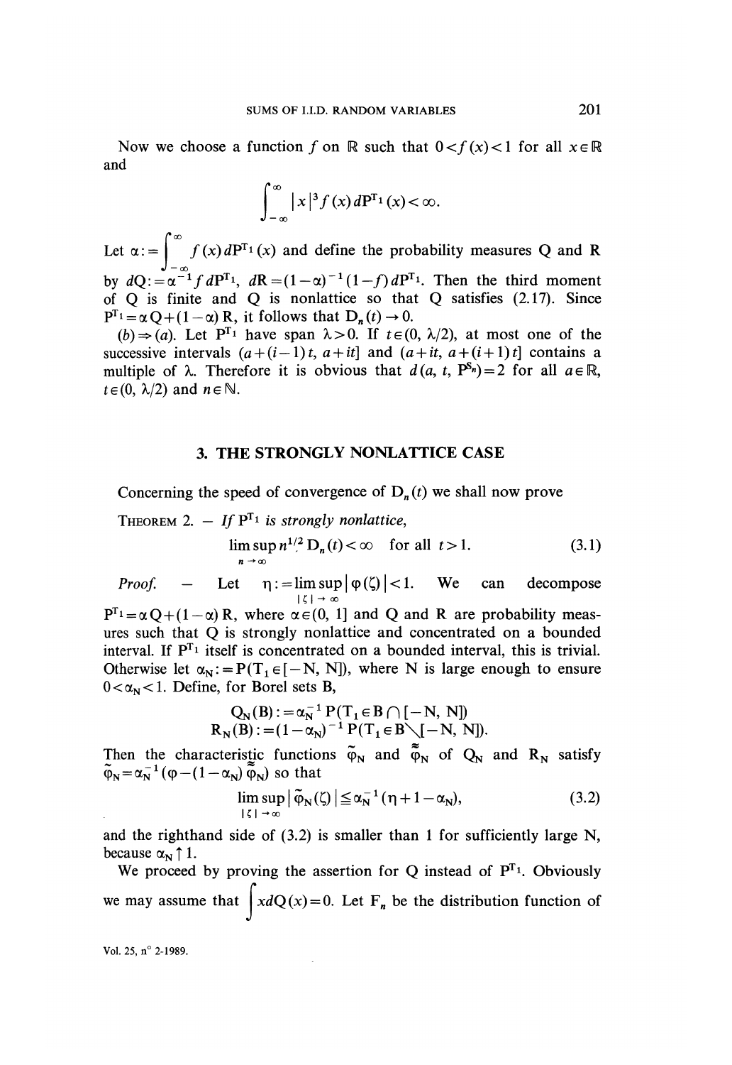Now we choose a function $f$ on $\mathbb{R}$ such that $0<f(x)<1$ for all $x \in \mathbb{R}$ and

$$\int_{-\infty}^{\infty} |x|^3 f(x)\, dP^{T_1}(x) < \infty.$$

Let $\alpha := \int_{-\infty}^{\infty} f(x)\, dP^{T_1}(x)$ and define the probability measures Q and R by $dQ := \alpha^{-1} f\, dP^{T_1}$, $dR = (1-\alpha)^{-1}(1-f)\, dP^{T_1}$. Then the third moment of Q is finite and Q is nonlattice so that Q satisfies (2.17). Since $P^{T_1} = \alpha Q + (1-\alpha) R$, it follows that $D_n(t) \to 0$.

$(b) \Rightarrow (a)$. Let $P^{T_1}$ have span $\lambda > 0$. If $t \in (0, \lambda/2)$, at most one of the successive intervals $(a+(i-1)t, a+it]$ and $(a+it, a+(i+1)t]$ contains a multiple of $\lambda$. Therefore it is obvious that $d(a, t, P^{S_n}) = 2$ for all $a \in \mathbb{R}$, $t \in (0, \lambda/2)$ and $n \in \mathbb{N}$.

## 3. THE STRONGLY NONLATTICE CASE

Concerning the speed of convergence of $D_n(t)$ we shall now prove

THEOREM 2. — *If* $P^{T_1}$ *is strongly nonlattice,*

$$\limsup_{n \to \infty} n^{1/2} D_n(t) < \infty \quad \text{for all } t > 1. \tag{3.1}$$

*Proof.* — Let $\eta := \limsup_{|\zeta| \to \infty} |\varphi(\zeta)| < 1$. We can decompose $P^{T_1} = \alpha Q + (1-\alpha) R$, where $\alpha \in (0, 1]$ and Q and R are probability measures such that Q is strongly nonlattice and concentrated on a bounded interval. If $P^{T_1}$ itself is concentrated on a bounded interval, this is trivial. Otherwise let $\alpha_N := P(T_1 \in [-N, N])$, where N is large enough to ensure $0 < \alpha_N < 1$. Define, for Borel sets B,

$$Q_N(B) := \alpha_N^{-1} P(T_1 \in B \cap [-N, N])$$
$$R_N(B) := (1-\alpha_N)^{-1} P(T_1 \in B \setminus [-N, N]).$$

Then the characteristic functions $\tilde{\varphi}_N$ and $\tilde{\tilde{\varphi}}_N$ of $Q_N$ and $R_N$ satisfy $\tilde{\varphi}_N = \alpha_N^{-1}(\varphi - (1-\alpha_N)\tilde{\tilde{\varphi}}_N)$ so that

$$\limsup_{|\zeta| \to \infty} |\tilde{\varphi}_N(\zeta)| \leq \alpha_N^{-1}(\eta + 1 - \alpha_N), \tag{3.2}$$

and the righthand side of (3.2) is smaller than 1 for sufficiently large N, because $\alpha_N \uparrow 1$.

We proceed by proving the assertion for Q instead of $P^{T_1}$. Obviously we may assume that $\int x\, dQ(x) = 0$. Let $F_n$ be the distribution function of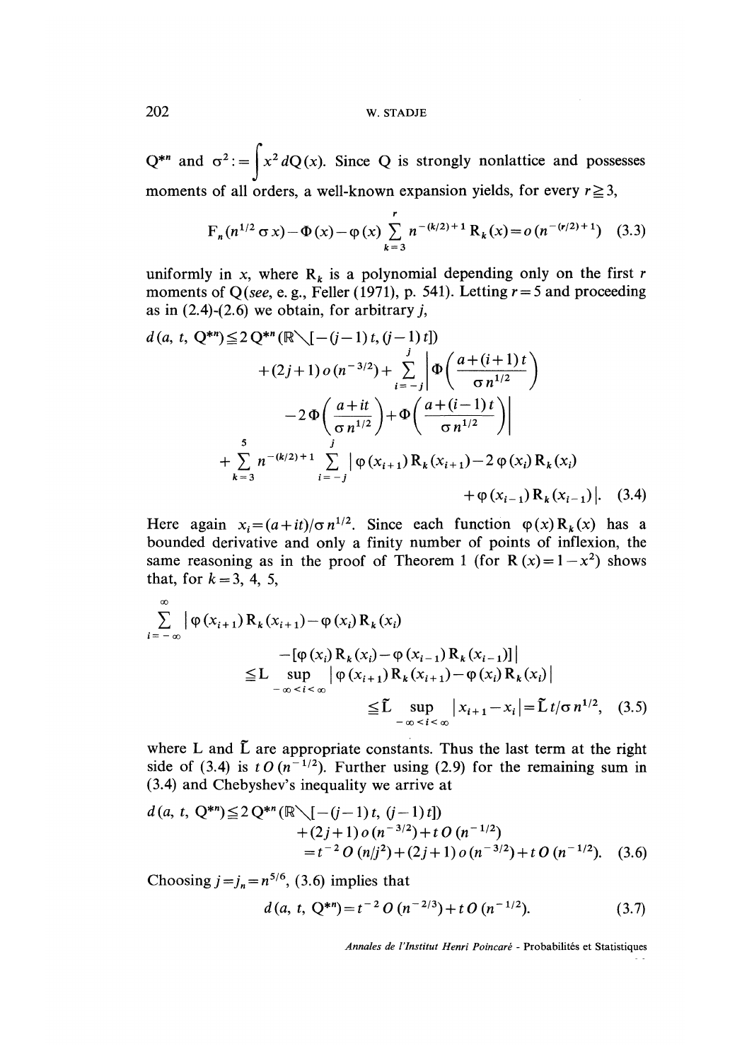$Q^{*n}$ and $\sigma^2 := \int x^2 \, dQ(x)$. Since Q is strongly nonlattice and possesses moments of all orders, a well-known expansion yields, for every $r \geqq 3$,

$$F_n(n^{1/2}\sigma x) - \Phi(x) - \varphi(x) \sum_{k=3}^{r} n^{-(k/2)+1} R_k(x) = o(n^{-(r/2)+1}) \quad (3.3)$$

uniformly in $x$, where $R_k$ is a polynomial depending only on the first $r$ moments of $Q$ (*see*, e. g., Feller (1971), p. 541). Letting $r=5$ and proceeding as in (2.4)-(2.6) we obtain, for arbitrary $j$,

$$\begin{aligned} d(a, t, Q^{*n}) \leqq\; & 2 Q^{*n}(\mathbb{R} \setminus [-(j-1)t, (j-1)t]) \\ & + (2j+1)\, o(n^{-3/2}) + \sum_{i=-j}^{j} \left| \Phi\left(\frac{a+(i+1)t}{\sigma n^{1/2}}\right) \right. \\ & \left. - 2\Phi\left(\frac{a+it}{\sigma n^{1/2}}\right) + \Phi\left(\frac{a+(i-1)t}{\sigma n^{1/2}}\right) \right| \\ & + \sum_{k=3}^{5} n^{-(k/2)+1} \sum_{i=-j}^{j} \left| \varphi(x_{i+1}) R_k(x_{i+1}) - 2\varphi(x_i) R_k(x_i) \right. \\ & \left. + \varphi(x_{i-1}) R_k(x_{i-1}) \right|. \quad (3.4) \end{aligned}$$

Here again $x_i = (a+it)/\sigma n^{1/2}$. Since each function $\varphi(x) R_k(x)$ has a bounded derivative and only a finity number of points of inflexion, the same reasoning as in the proof of Theorem 1 (for $R(x) = 1 - x^2$) shows that, for $k = 3, 4, 5$,

$$\begin{aligned} \sum_{i=-\infty}^{\infty} & \left| \varphi(x_{i+1}) R_k(x_{i+1}) - \varphi(x_i) R_k(x_i) \right. \\ & \left. - [\varphi(x_i) R_k(x_i) - \varphi(x_{i-1}) R_k(x_{i-1})] \right| \\ & \leqq L \sup_{-\infty < i < \infty} \left| \varphi(x_{i+1}) R_k(x_{i+1}) - \varphi(x_i) R_k(x_i) \right| \\ & \leqq \tilde{L} \sup_{-\infty < i < \infty} |x_{i+1} - x_i| = \tilde{L}\, t/\sigma n^{1/2}, \quad (3.5) \end{aligned}$$

where L and $\tilde{L}$ are appropriate constants. Thus the last term at the right side of (3.4) is $t\, O(n^{-1/2})$. Further using (2.9) for the remaining sum in (3.4) and Chebyshev's inequality we arrive at

$$\begin{aligned} d(a, t, Q^{*n}) \leqq\; & 2 Q^{*n}(\mathbb{R} \setminus [-(j-1)t, (j-1)t]) \\ & + (2j+1)\, o(n^{-3/2}) + t\, O(n^{-1/2}) \\ = \; & t^{-2} O(n/j^2) + (2j+1)\, o(n^{-3/2}) + t\, O(n^{-1/2}). \quad (3.6) \end{aligned}$$

Choosing $j = j_n = n^{5/6}$, (3.6) implies that

$$d(a, t, Q^{*n}) = t^{-2} O(n^{-2/3}) + t\, O(n^{-1/2}). \quad (3.7)$$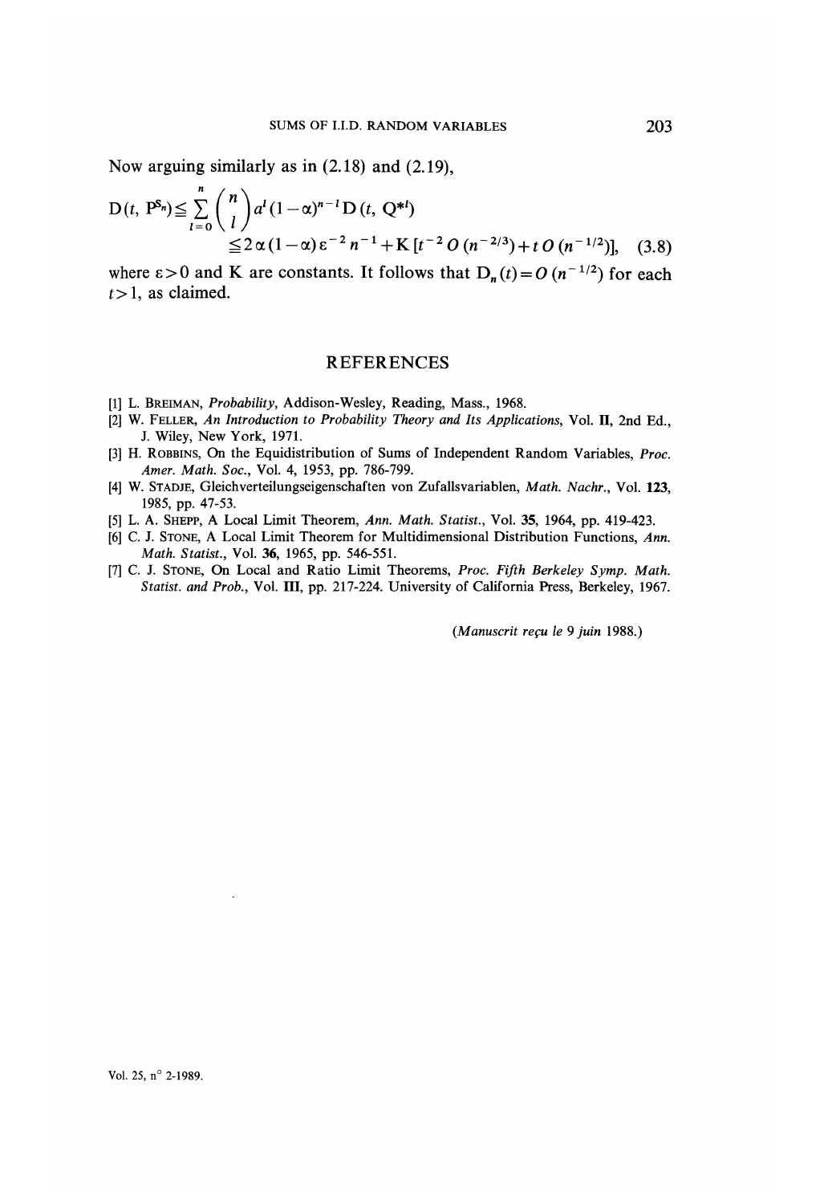Now arguing similarly as in (2.18) and (2.19),

$$
\begin{aligned}
\mathrm{D}(t, \mathrm{P}^{\mathrm{S}_n}) &\leqq \sum_{l=0}^{n} \binom{n}{l} a^l (1-\alpha)^{n-l} \mathrm{D}(t, \mathrm{Q}^{*l}) \\
&\leqq 2\alpha(1-\alpha)\varepsilon^{-2} n^{-1} + \mathrm{K}[t^{-2} O(n^{-2/3}) + t\, O(n^{-1/2})], \quad (3.8)
\end{aligned}
$$

where $\varepsilon > 0$ and K are constants. It follows that $\mathrm{D}_n(t) = O(n^{-1/2})$ for each $t > 1$, as claimed.

## REFERENCES

[1] L. Breiman, *Probability*, Addison-Wesley, Reading, Mass., 1968.

[2] W. Feller, *An Introduction to Probability Theory and Its Applications*, Vol. **II**, 2nd Ed., J. Wiley, New York, 1971.

[3] H. Robbins, On the Equidistribution of Sums of Independent Random Variables, *Proc. Amer. Math. Soc.*, Vol. 4, 1953, pp. 786-799.

[4] W. Stadje, Gleichverteilungseigenschaften von Zufallsvariablen, *Math. Nachr.*, Vol. **123**, 1985, pp. 47-53.

[5] L. A. Shepp, A Local Limit Theorem, *Ann. Math. Statist.*, Vol. **35**, 1964, pp. 419-423.

[6] C. J. Stone, A Local Limit Theorem for Multidimensional Distribution Functions, *Ann. Math. Statist.*, Vol. **36**, 1965, pp. 546-551.

[7] C. J. Stone, On Local and Ratio Limit Theorems, *Proc. Fifth Berkeley Symp. Math. Statist. and Prob.*, Vol. **III**, pp. 217-224. University of California Press, Berkeley, 1967.

(*Manuscrit reçu le 9 juin 1988.*)